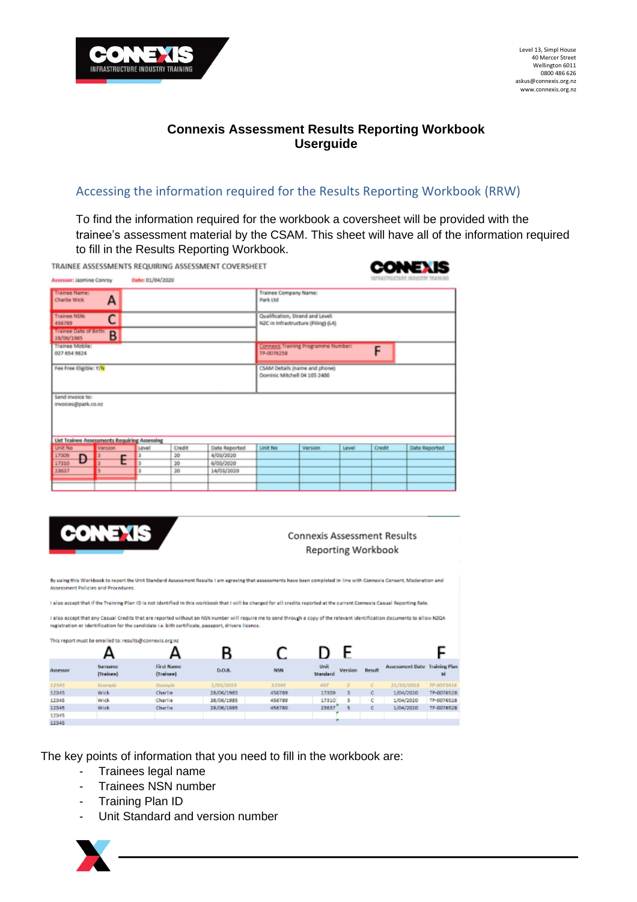Level 13, Simpl House
40 Mercer Street
Wellington 6011
0800 486 626
askus@connexis.org.nz
www.connexis.org.nz

# Connexis Assessment Results Reporting Workbook Userguide

## Accessing the information required for the Results Reporting Workbook (RRW)

To find the information required for the workbook a coversheet will be provided with the trainee's assessment material by the CSAM. This sheet will have all of the information required to fill in the Results Reporting Workbook.

TRAINEE ASSESSMENTS REQUIRING ASSESSMENT COVERSHEET

Assessor: Jasmine Conroy    Date: 01/04/2020

| | |
|---|---|
| Trainee Name: Charlie Wick **A** | Trainee Company Name: Park Ltd |
| Trainee NSN: 456789 **C** | Qualification, Strand and Level: NZC in Infrastructure (Piling) (L4) |
| Trainee Date of Birth: 28/06/1985 **B** | |
| Trainee Mobile: 027 654 9824 | Connexis Training Programme Number: TP-0076258 **F** |
| Fee Free Eligible: Y/N | CSAM Details (name and phone) Dominic Mitchell 04 165 2486 |
| Send invoice to: invoices@park.co.nz | |

List Trainee Assessments Requiring Assessing

| Unit No | Version | Level | Credit | Date Reported | Unit No | Version | Level | Credit | Date Reported |
|---|---|---|---|---|---|---|---|---|---|
| 17309 **D** | 3 **E** | 3 | 20 | 4/03/2020 | | | | | |
| 17310 | 3 | 3 | 20 | 6/03/2020 | | | | | |
| 23637 | 5 | 3 | 20 | 14/03/2020 | | | | | |

Connexis Assessment Results Reporting Workbook

By using this Workbook to report the Unit Standard Assessment Results I am agreeing that assessments have been completed in line with Connexis Consent, Moderation and Assessment Policies and Procedures.

I also accept that if the Training Plan ID is not identified in this workbook that I will be charged for all credits reported at the current Connexis Casual Reporting Rate.

I also accept that any Casual Credits that are reported without an NSN number will require me to send through a copy of the relevant identification documents to allow NZQA registration or identification for the candidate i.e. birth certificate, passport, drivers license.

This report must be emailed to: results@connexis.org.nz

| Assessor | Surname (Trainee) **A** | First Name (Trainee) **A** | D.O.B. **B** | NSN **C** | Unit Standard **D** | Version **E** | Result | Assessment Date | Training Plan Id **F** |
|---|---|---|---|---|---|---|---|---|---|
| 12345 | Example | Example | 1/05/2019 | 12345 | 497 | 2 | C | 21/10/2018 | TP-0073416 |
| 12345 | Wick | Charlie | 28/06/1985 | 456789 | 17309 | 3 | C | 1/04/2020 | TP-0076528 |
| 12345 | Wick | Charlie | 28/06/1985 | 456789 | 17310 | 3 | C | 1/04/2020 | TP-0076528 |
| 12345 | Wick | Charlie | 28/06/1985 | 456789 | 23657 | 5 | C | 1/04/2020 | TP-0076528 |
| 12345 | | | | | | | | | |
| 12345 | | | | | | | | | |

The key points of information that you need to fill in the workbook are:

- Trainees legal name
- Trainees NSN number
- Training Plan ID
- Unit Standard and version number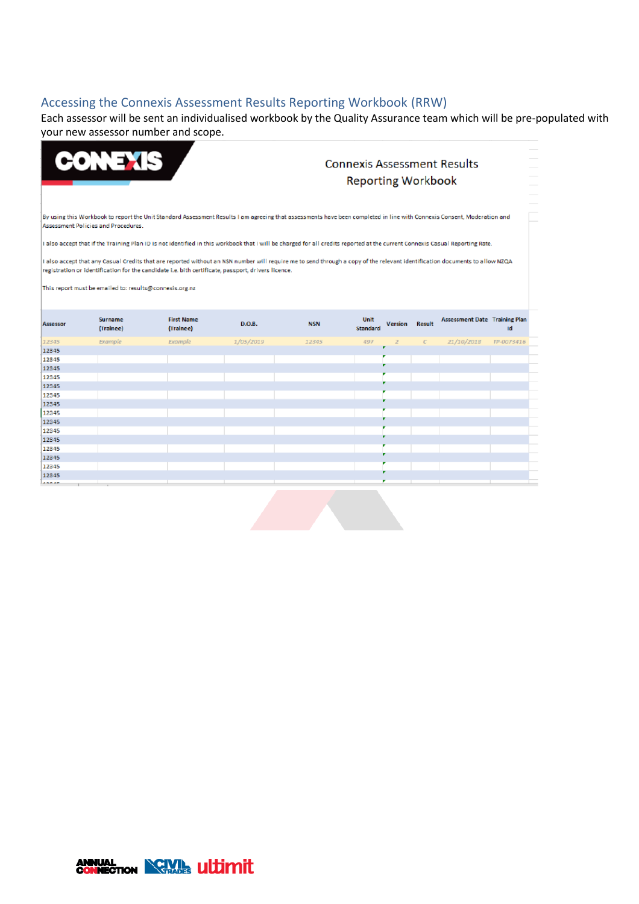## Accessing the Connexis Assessment Results Reporting Workbook (RRW)

Each assessor will be sent an individualised workbook by the Quality Assurance team which will be pre-populated with your new assessor number and scope.

CONNEXIS

Connexis Assessment Results Reporting Workbook

By using this Workbook to report the Unit Standard Assessment Results I am agreeing that assessments have been completed in line with Connexis Consent, Moderation and Assessment Policies and Procedures.

I also accept that if the Training Plan ID is not identified in this workbook that I will be charged for all credits reported at the current Connexis Casual Reporting Rate.

I also accept that any Casual Credits that are reported without an NSN number will require me to send through a copy of the relevant identification documents to allow NZQA registration or identification for the candidate i.e. bith certificate, passport, drivers licence.

This report must be emailed to: results@connexis.org.nz

| Assessor | Surname (Trainee) | First Name (Trainee) | D.O.B. | NSN | Unit Standard | Version | Result | Assessment Date | Training Plan Id |
|---|---|---|---|---|---|---|---|---|---|
| *12345* | *Example* | *Example* | *1/05/2019* | *12345* | *497* | *2* | *C* | *21/10/2018* | *TP-0073416* |
| 12345 | | | | | | | | | |
| 12345 | | | | | | | | | |
| 12345 | | | | | | | | | |
| 12345 | | | | | | | | | |
| 12345 | | | | | | | | | |
| 12345 | | | | | | | | | |
| 12345 | | | | | | | | | |
| 12345 | | | | | | | | | |
| 12345 | | | | | | | | | |
| 12345 | | | | | | | | | |
| 12345 | | | | | | | | | |
| 12345 | | | | | | | | | |
| 12345 | | | | | | | | | |
| 12345 | | | | | | | | | |
| 12345 | | | | | | | | | |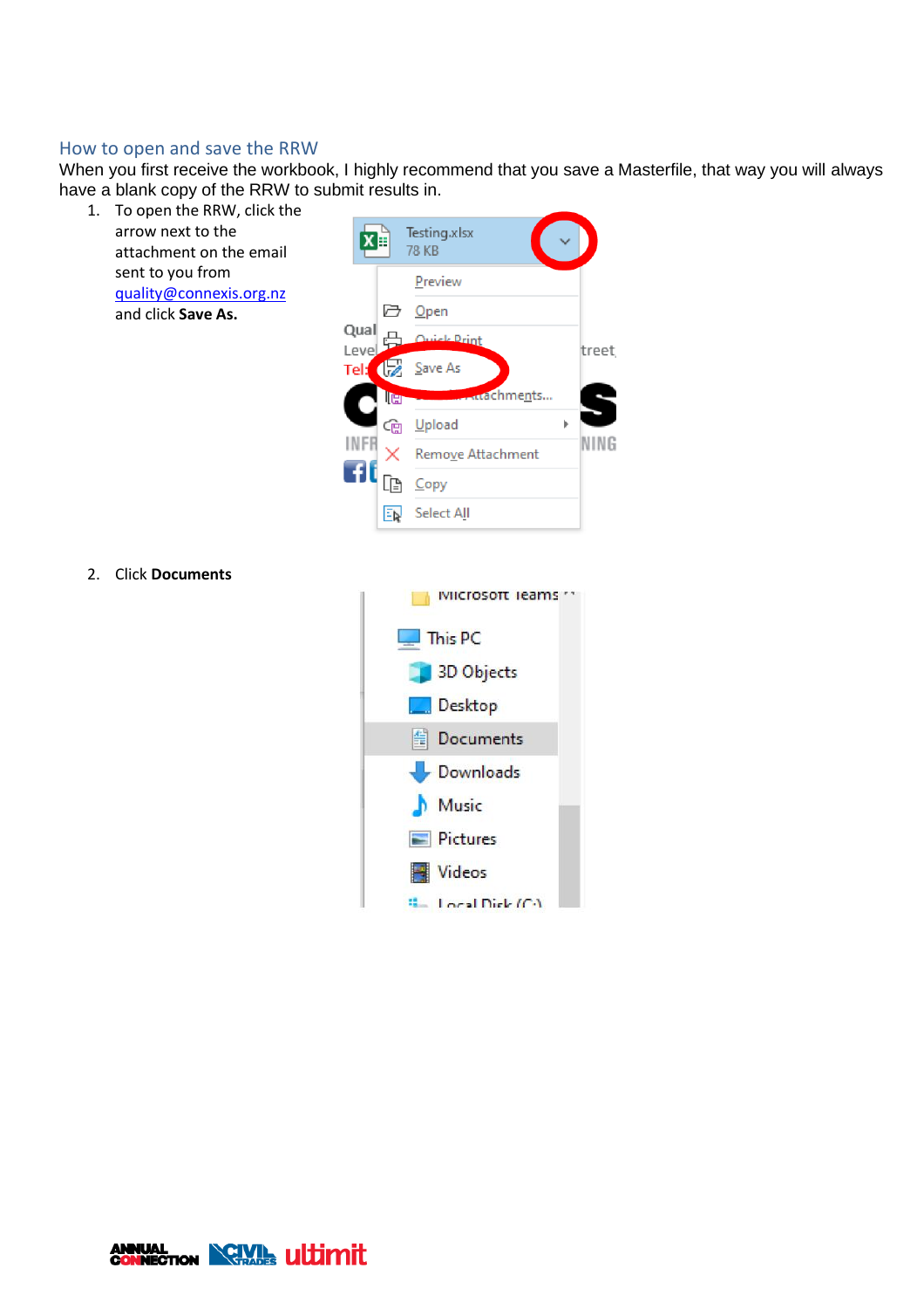## How to open and save the RRW

When you first receive the workbook, I highly recommend that you save a Masterfile, that way you will always have a blank copy of the RRW to submit results in.

1. To open the RRW, click the arrow next to the attachment on the email sent to you from quality@connexis.org.nz and click **Save As.**

2. Click **Documents**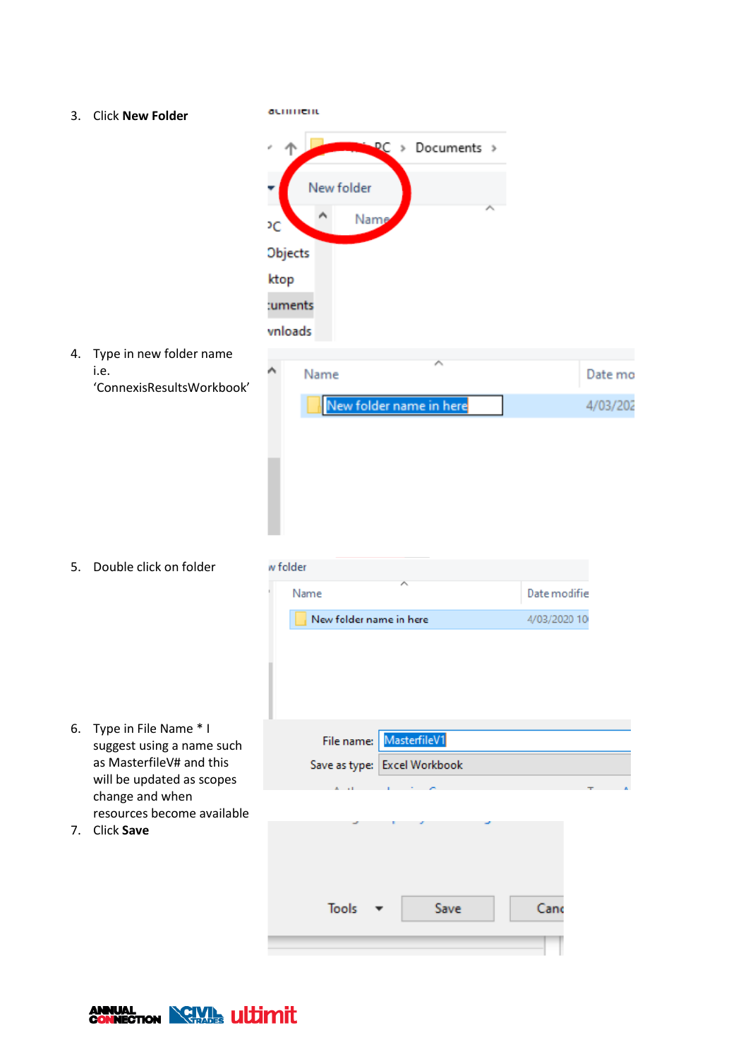3. Click **New Folder**

4. Type in new folder name i.e. 'ConnexisResultsWorkbook'

5. Double click on folder

6. Type in File Name * I suggest using a name such as MasterfileV# and this will be updated as scopes change and when resources become available

7. Click **Save**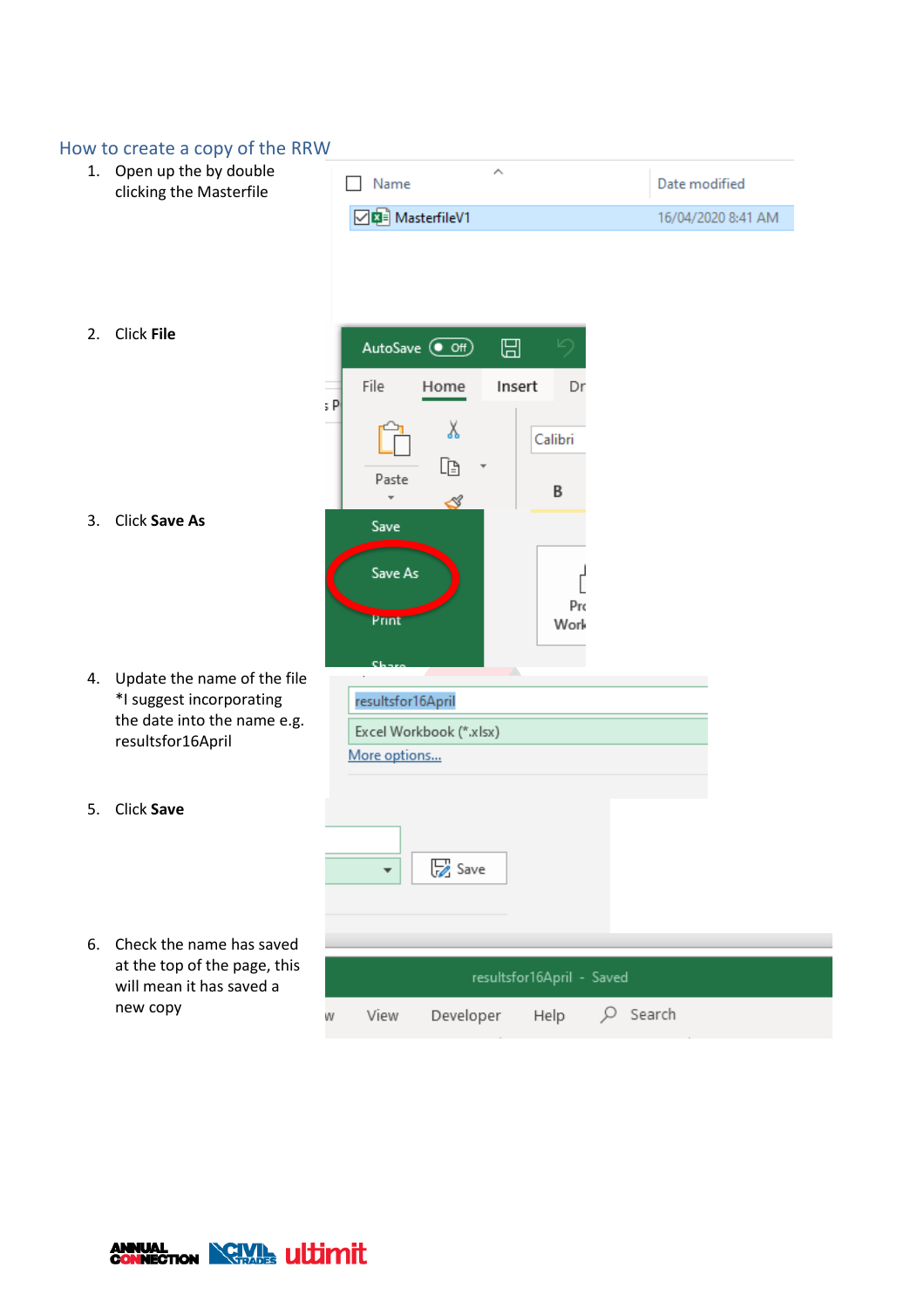## How to create a copy of the RRW

1. Open up the by double clicking the Masterfile
2. Click **File**
3. Click **Save As**
4. Update the name of the file *I suggest incorporating the date into the name e.g. resultsfor16April
5. Click **Save**
6. Check the name has saved at the top of the page, this will mean it has saved a new copy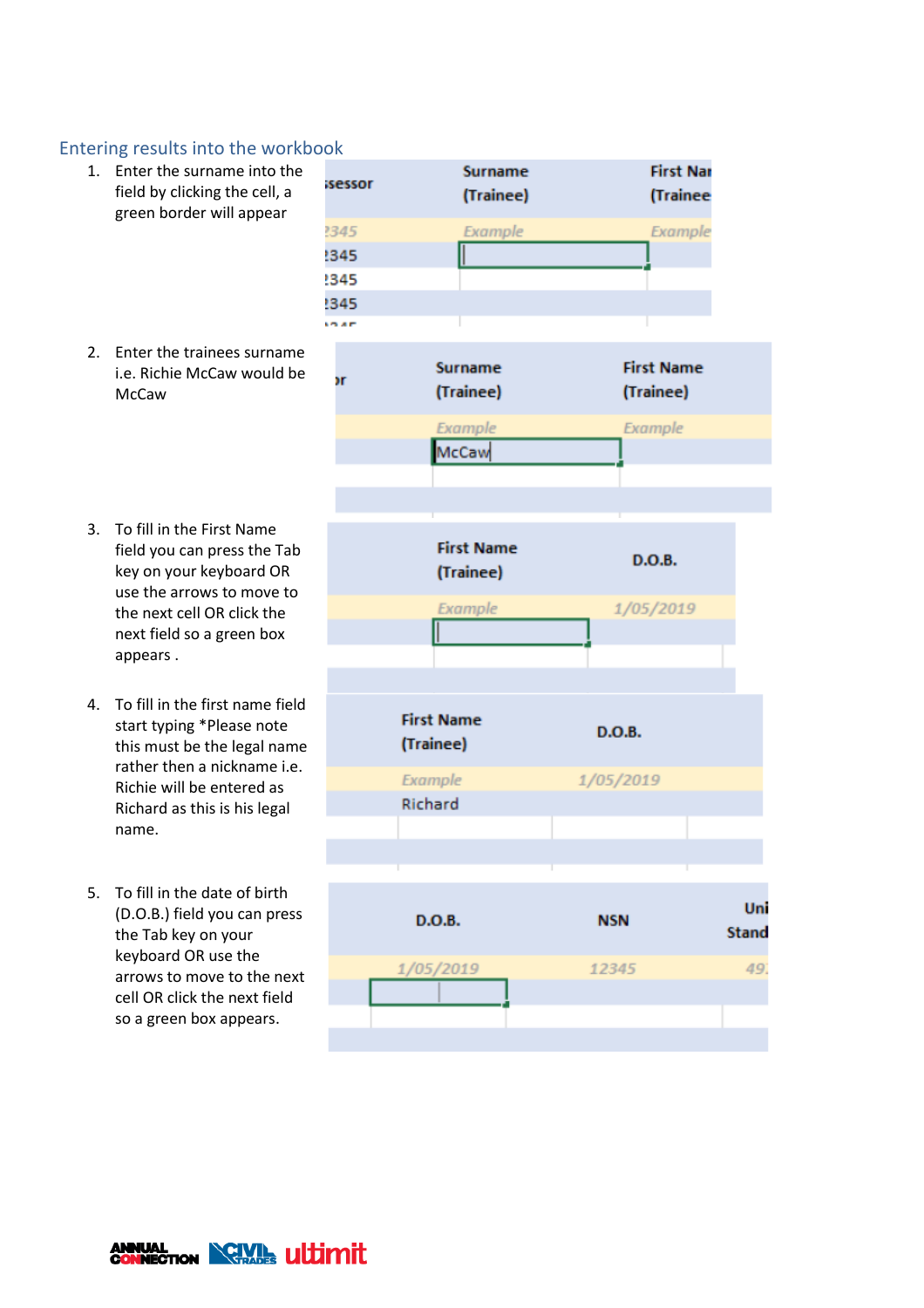## Entering results into the workbook

1. Enter the surname into the field by clicking the cell, a green border will appear

| ssessor | Surname (Trainee) | First Nar (Trainee |
|---|---|---|
| 2345 | *Example* | *Example* |
| 2345 | | |
| 2345 | | |
| 2345 | | |

2. Enter the trainees surname i.e. Richie McCaw would be McCaw

| or | Surname (Trainee) | First Name (Trainee) |
|---|---|---|
| | *Example* | *Example* |
| | McCaw | |

3. To fill in the First Name field you can press the Tab key on your keyboard OR use the arrows to move to the next cell OR click the next field so a green box appears .

| First Name (Trainee) | D.O.B. |
|---|---|
| *Example* | *1/05/2019* |
| | |

4. To fill in the first name field start typing *Please note this must be the legal name rather then a nickname i.e. Richie will be entered as Richard as this is his legal name.

| First Name (Trainee) | D.O.B. |
|---|---|
| *Example* | *1/05/2019* |
| Richard | |

5. To fill in the date of birth (D.O.B.) field you can press the Tab key on your keyboard OR use the arrows to move to the next cell OR click the next field so a green box appears.

| D.O.B. | NSN | Uni Stand |
|---|---|---|
| *1/05/2019* | *12345* | *49.* |
| | | |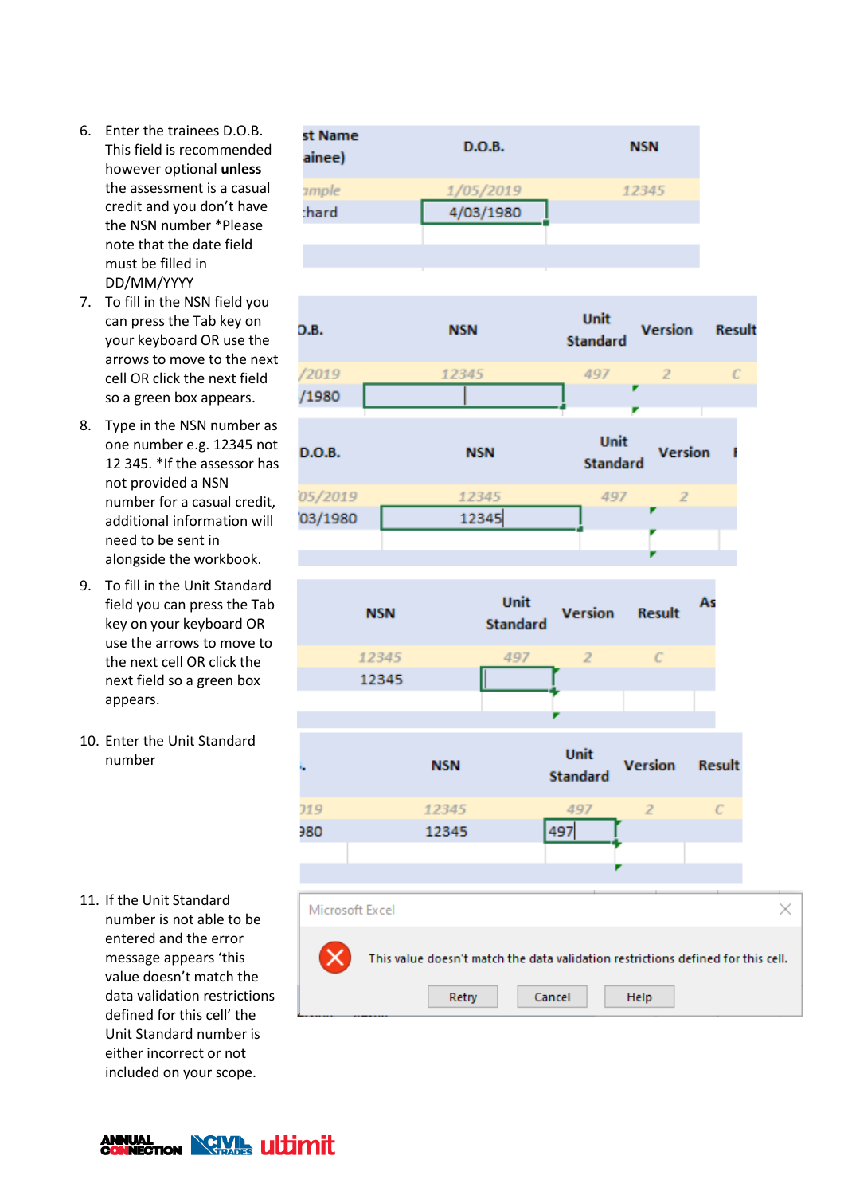6. Enter the trainees D.O.B. This field is recommended however optional **unless** the assessment is a casual credit and you don't have the NSN number *Please note that the date field must be filled in DD/MM/YYYY
7. To fill in the NSN field you can press the Tab key on your keyboard OR use the arrows to move to the next cell OR click the next field so a green box appears.
8. Type in the NSN number as one number e.g. 12345 not 12 345. *If the assessor has not provided a NSN number for a casual credit, additional information will need to be sent in alongside the workbook.
9. To fill in the Unit Standard field you can press the Tab key on your keyboard OR use the arrows to move to the next cell OR click the next field so a green box appears.
10. Enter the Unit Standard number
11. If the Unit Standard number is not able to be entered and the error message appears 'this value doesn't match the data validation restrictions defined for this cell' the Unit Standard number is either incorrect or not included on your scope.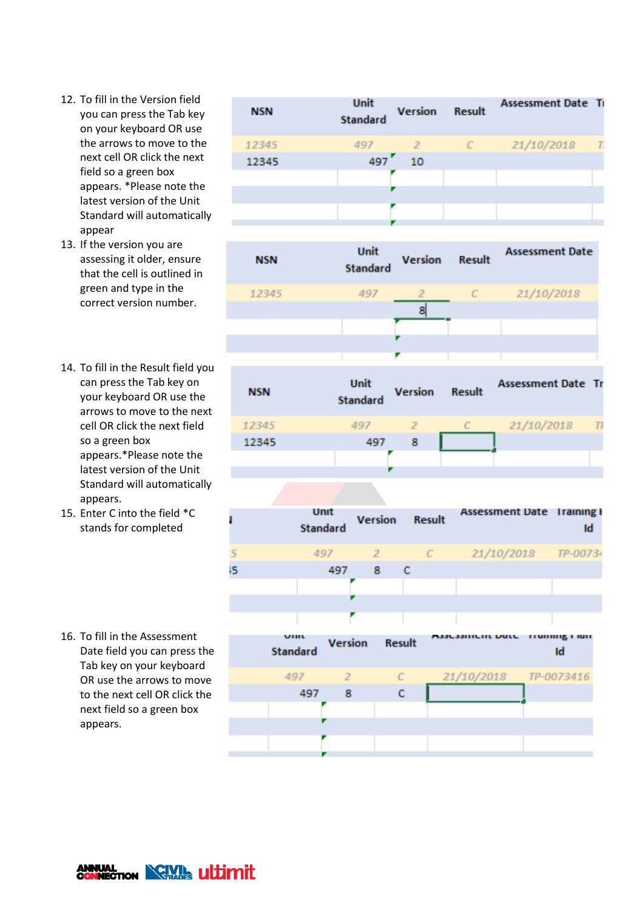12. To fill in the Version field you can press the Tab key on your keyboard OR use the arrows to move to the next cell OR click the next field so a green box appears. *Please note the latest version of the Unit Standard will automatically appear

| NSN | Unit Standard | Version | Result | Assessment Date |
|---|---|---|---|---|
| *12345* | *497* | *2* | *C* | *21/10/2018* |
| 12345 | 497 | 10 | | |

13. If the version you are assessing it older, ensure that the cell is outlined in green and type in the correct version number.

| NSN | Unit Standard | Version | Result | Assessment Date |
|---|---|---|---|---|
| *12345* | *497* | *2* | *C* | *21/10/2018* |
| | | 8 | | |

14. To fill in the Result field you can press the Tab key on your keyboard OR use the arrows to move to the next cell OR click the next field so a green box appears.*Please note the latest version of the Unit Standard will automatically appears.

| NSN | Unit Standard | Version | Result | Assessment Date |
|---|---|---|---|---|
| *12345* | *497* | *2* | *C* | *21/10/2018* |
| 12345 | 497 | 8 | | |

15. Enter C into the field *C stands for completed

| Unit Standard | Version | Result | Assessment Date | Training Id |
|---|---|---|---|---|
| *497* | *2* | *C* | *21/10/2018* | *TP-00734* |
| 497 | 8 | C | | |

16. To fill in the Assessment Date field you can press the Tab key on your keyboard OR use the arrows to move to the next cell OR click the next field so a green box appears.

| Unit Standard | Version | Result | Assessment Date | Training Plan Id |
|---|---|---|---|---|
| *497* | *2* | *C* | *21/10/2018* | *TP-0073416* |
| 497 | 8 | C | | |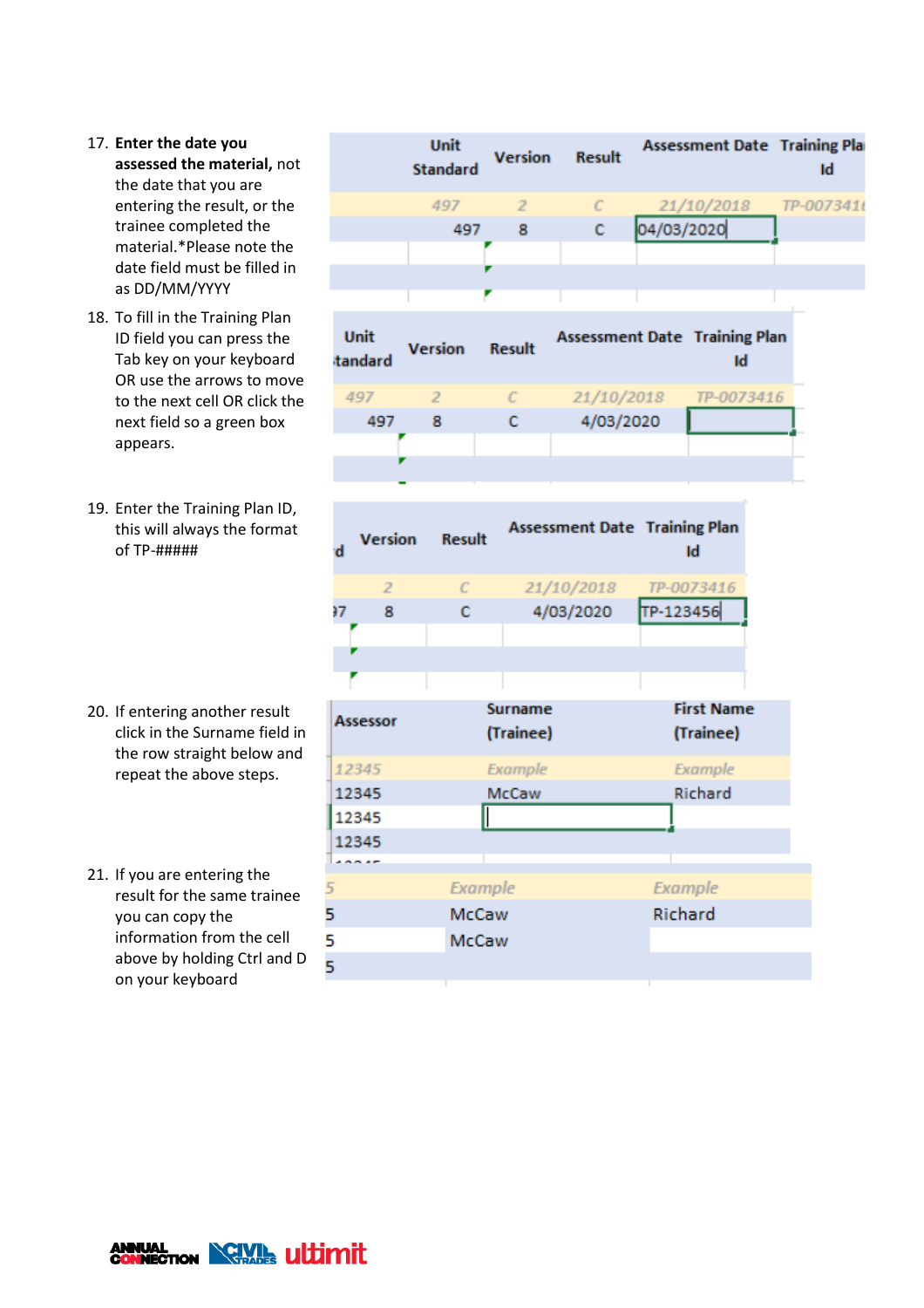17. **Enter the date you assessed the material,** not the date that you are entering the result, or the trainee completed the material.*Please note the date field must be filled in as DD/MM/YYYY

| Unit Standard | Version | Result | Assessment Date | Training Plan Id |
|---|---|---|---|---|
| 497 | 2 | C | 21/10/2018 | TP-0073416 |
| 497 | 8 | C | 04/03/2020 | |

18. To fill in the Training Plan ID field you can press the Tab key on your keyboard OR use the arrows to move to the next cell OR click the next field so a green box appears.

| Unit Standard | Version | Result | Assessment Date | Training Plan Id |
|---|---|---|---|---|
| 497 | 2 | C | 21/10/2018 | TP-0073416 |
| 497 | 8 | C | 4/03/2020 | |

19. Enter the Training Plan ID, this will always the format of TP-#####

| Unit Standard | Version | Result | Assessment Date | Training Plan Id |
|---|---|---|---|---|
| | 2 | C | 21/10/2018 | TP-0073416 |
| 497 | 8 | C | 4/03/2020 | TP-123456 |

20. If entering another result click in the Surname field in the row straight below and repeat the above steps.

| Assessor | Surname (Trainee) | First Name (Trainee) |
|---|---|---|
| 12345 | Example | Example |
| 12345 | McCaw | Richard |
| 12345 | | |
| 12345 | | |

21. If you are entering the result for the same trainee you can copy the information from the cell above by holding Ctrl and D on your keyboard

| Assessor | Surname (Trainee) | First Name (Trainee) |
|---|---|---|
| 5 | Example | Example |
| 5 | McCaw | Richard |
| 5 | McCaw | |
| 5 | | |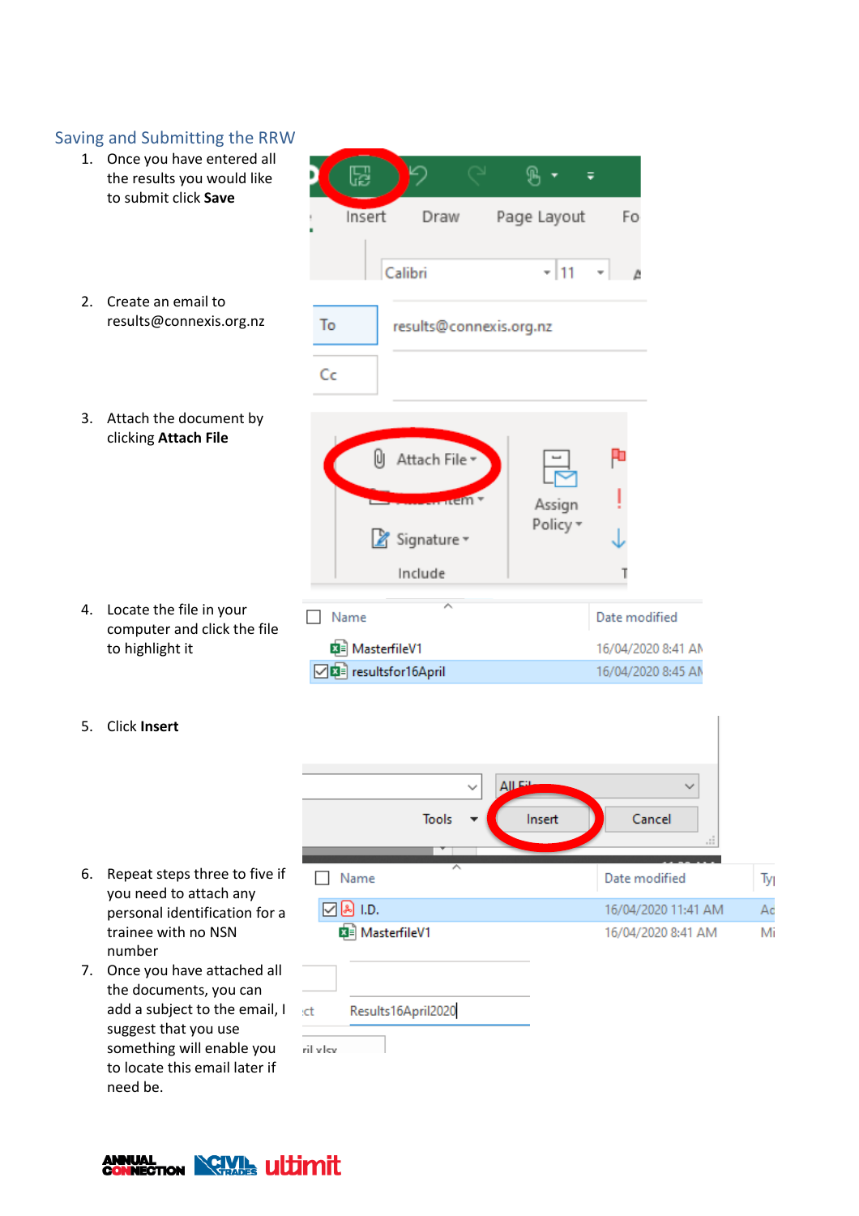## Saving and Submitting the RRW

1. Once you have entered all the results you would like to submit click **Save**
2. Create an email to results@connexis.org.nz
3. Attach the document by clicking **Attach File**
4. Locate the file in your computer and click the file to highlight it
5. Click **Insert**
6. Repeat steps three to five if you need to attach any personal identification for a trainee with no NSN number
7. Once you have attached all the documents, you can add a subject to the email, I suggest that you use something that will enable you to locate this email later if need be.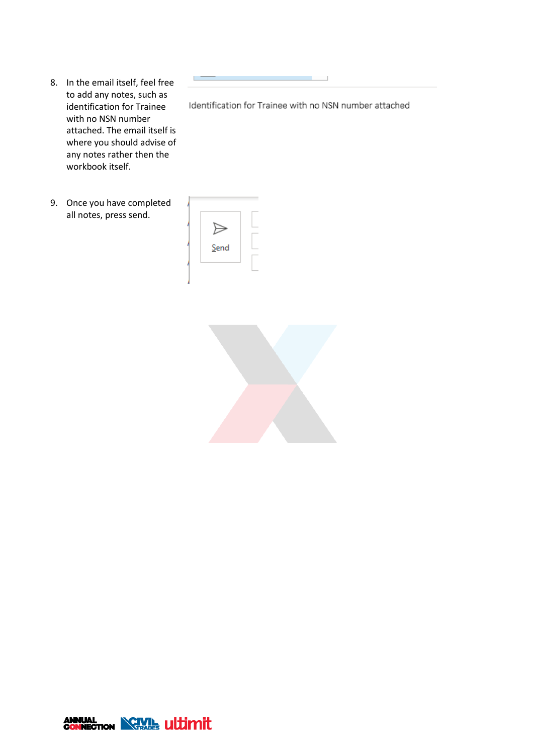8. In the email itself, feel free to add any notes, such as identification for Trainee with no NSN number attached. The email itself is where you should advise of any notes rather then the workbook itself.

Identification for Trainee with no NSN number attached

9. Once you have completed all notes, press send.

Send